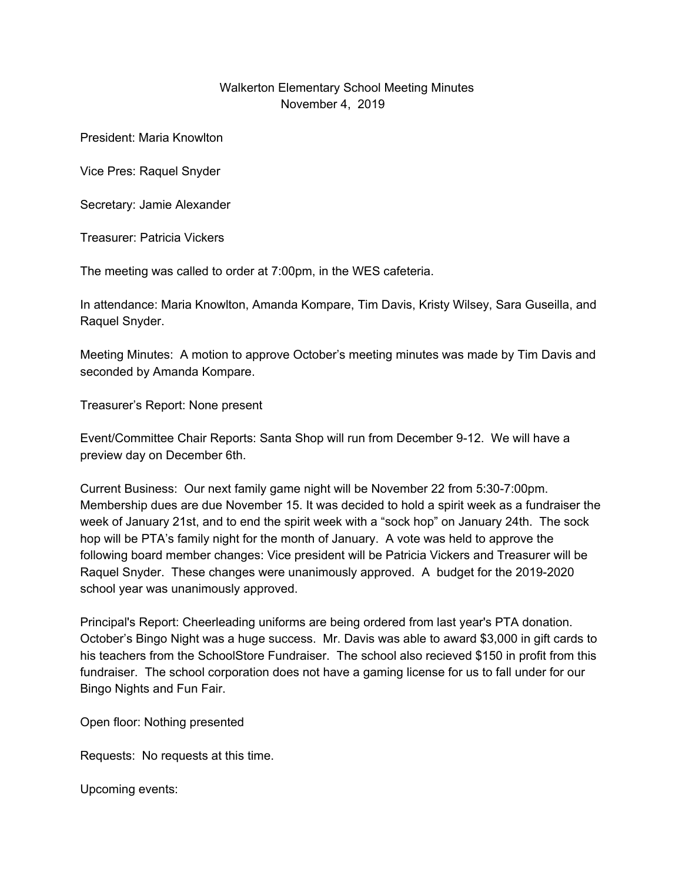# Walkerton Elementary School Meeting Minutes
## November 4, 2019

President: Maria Knowlton

Vice Pres: Raquel Snyder

Secretary: Jamie Alexander

Treasurer: Patricia Vickers

The meeting was called to order at 7:00pm, in the WES cafeteria.

In attendance: Maria Knowlton, Amanda Kompare, Tim Davis, Kristy Wilsey, Sara Guseilla, and Raquel Snyder.

Meeting Minutes: A motion to approve October's meeting minutes was made by Tim Davis and seconded by Amanda Kompare.

Treasurer's Report: None present

Event/Committee Chair Reports: Santa Shop will run from December 9-12. We will have a preview day on December 6th.

Current Business: Our next family game night will be November 22 from 5:30-7:00pm. Membership dues are due November 15. It was decided to hold a spirit week as a fundraiser the week of January 21st, and to end the spirit week with a "sock hop" on January 24th. The sock hop will be PTA's family night for the month of January. A vote was held to approve the following board member changes: Vice president will be Patricia Vickers and Treasurer will be Raquel Snyder. These changes were unanimously approved. A budget for the 2019-2020 school year was unanimously approved.

Principal's Report: Cheerleading uniforms are being ordered from last year's PTA donation. October's Bingo Night was a huge success. Mr. Davis was able to award $3,000 in gift cards to his teachers from the SchoolStore Fundraiser. The school also recieved $150 in profit from this fundraiser. The school corporation does not have a gaming license for us to fall under for our Bingo Nights and Fun Fair.

Open floor: Nothing presented

Requests: No requests at this time.

Upcoming events: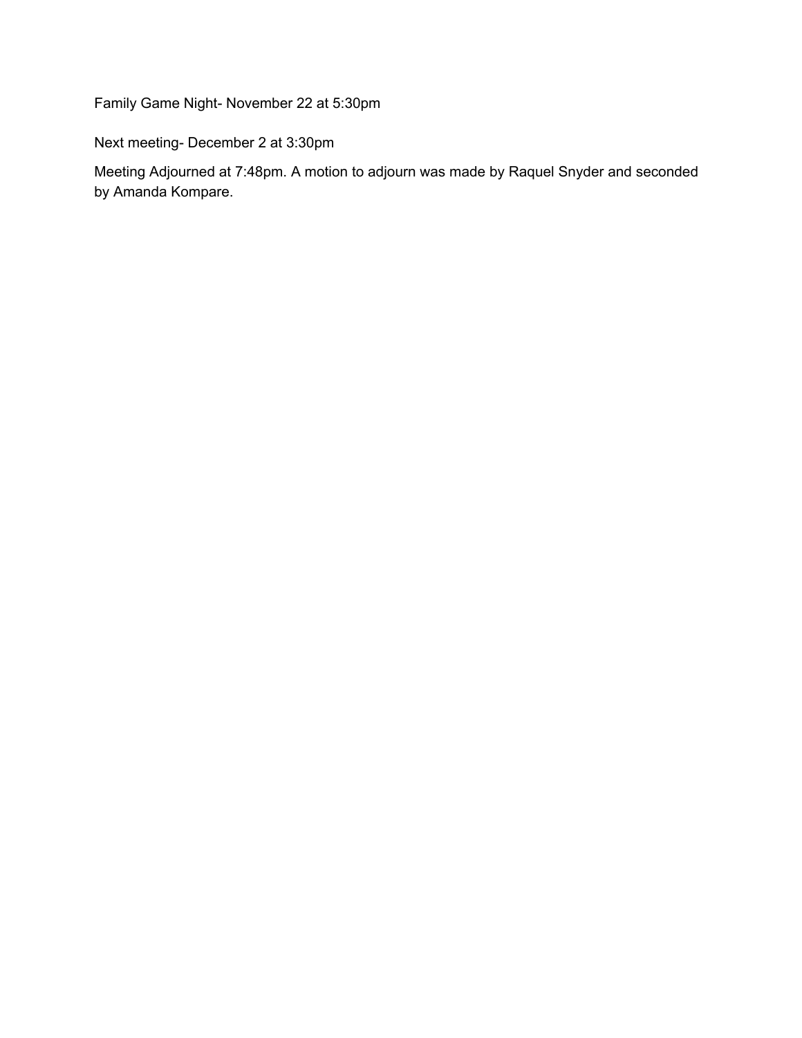Family Game Night- November 22 at 5:30pm

Next meeting- December 2 at 3:30pm

Meeting Adjourned at 7:48pm. A motion to adjourn was made by Raquel Snyder and seconded by Amanda Kompare.